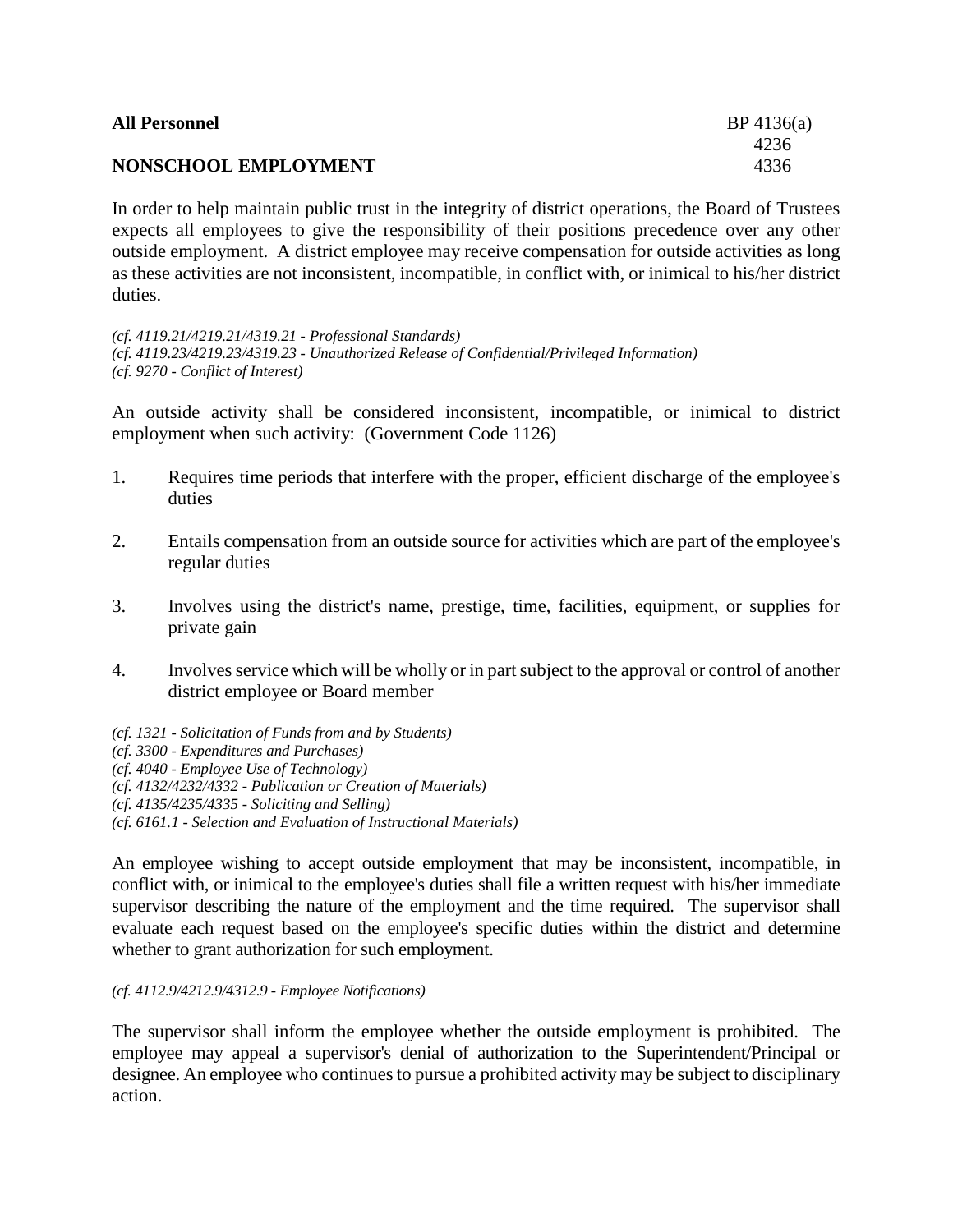**All Personnel** BP 4136(a)
4236
**NONSCHOOL EMPLOYMENT** 4336

In order to help maintain public trust in the integrity of district operations, the Board of Trustees expects all employees to give the responsibility of their positions precedence over any other outside employment. A district employee may receive compensation for outside activities as long as these activities are not inconsistent, incompatible, in conflict with, or inimical to his/her district duties.

*(cf. 4119.21/4219.21/4319.21 - Professional Standards)*
*(cf. 4119.23/4219.23/4319.23 - Unauthorized Release of Confidential/Privileged Information)*
*(cf. 9270 - Conflict of Interest)*

An outside activity shall be considered inconsistent, incompatible, or inimical to district employment when such activity: (Government Code 1126)

1. Requires time periods that interfere with the proper, efficient discharge of the employee's duties

2. Entails compensation from an outside source for activities which are part of the employee's regular duties

3. Involves using the district's name, prestige, time, facilities, equipment, or supplies for private gain

4. Involves service which will be wholly or in part subject to the approval or control of another district employee or Board member

*(cf. 1321 - Solicitation of Funds from and by Students)*
*(cf. 3300 - Expenditures and Purchases)*
*(cf. 4040 - Employee Use of Technology)*
*(cf. 4132/4232/4332 - Publication or Creation of Materials)*
*(cf. 4135/4235/4335 - Soliciting and Selling)*
*(cf. 6161.1 - Selection and Evaluation of Instructional Materials)*

An employee wishing to accept outside employment that may be inconsistent, incompatible, in conflict with, or inimical to the employee's duties shall file a written request with his/her immediate supervisor describing the nature of the employment and the time required. The supervisor shall evaluate each request based on the employee's specific duties within the district and determine whether to grant authorization for such employment.

*(cf. 4112.9/4212.9/4312.9 - Employee Notifications)*

The supervisor shall inform the employee whether the outside employment is prohibited. The employee may appeal a supervisor's denial of authorization to the Superintendent/Principal or designee. An employee who continues to pursue a prohibited activity may be subject to disciplinary action.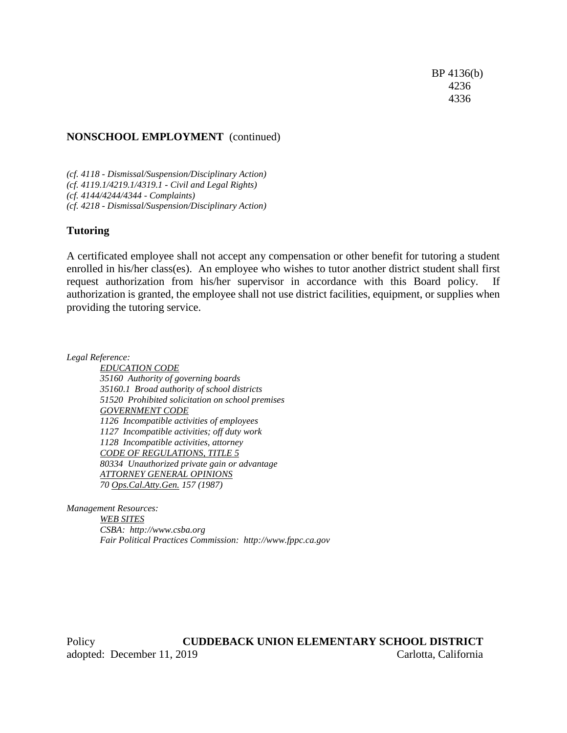BP 4136(b)
4236
4336

**NONSCHOOL EMPLOYMENT** (continued)

*(cf. 4118 - Dismissal/Suspension/Disciplinary Action)*
*(cf. 4119.1/4219.1/4319.1 - Civil and Legal Rights)*
*(cf. 4144/4244/4344 - Complaints)*
*(cf. 4218 - Dismissal/Suspension/Disciplinary Action)*

## Tutoring

A certificated employee shall not accept any compensation or other benefit for tutoring a student enrolled in his/her class(es). An employee who wishes to tutor another district student shall first request authorization from his/her supervisor in accordance with this Board policy. If authorization is granted, the employee shall not use district facilities, equipment, or supplies when providing the tutoring service.

*Legal Reference:*

*EDUCATION CODE*
*35160 Authority of governing boards*
*35160.1 Broad authority of school districts*
*51520 Prohibited solicitation on school premises*
*GOVERNMENT CODE*
*1126 Incompatible activities of employees*
*1127 Incompatible activities; off duty work*
*1128 Incompatible activities, attorney*
*CODE OF REGULATIONS, TITLE 5*
*80334 Unauthorized private gain or advantage*
*ATTORNEY GENERAL OPINIONS*
*70 Ops.Cal.Atty.Gen. 157 (1987)*

*Management Resources:*

*WEB SITES*
*CSBA: http://www.csba.org*
*Fair Political Practices Commission: http://www.fppc.ca.gov*

Policy **CUDDEBACK UNION ELEMENTARY SCHOOL DISTRICT**
adopted: December 11, 2019 Carlotta, California